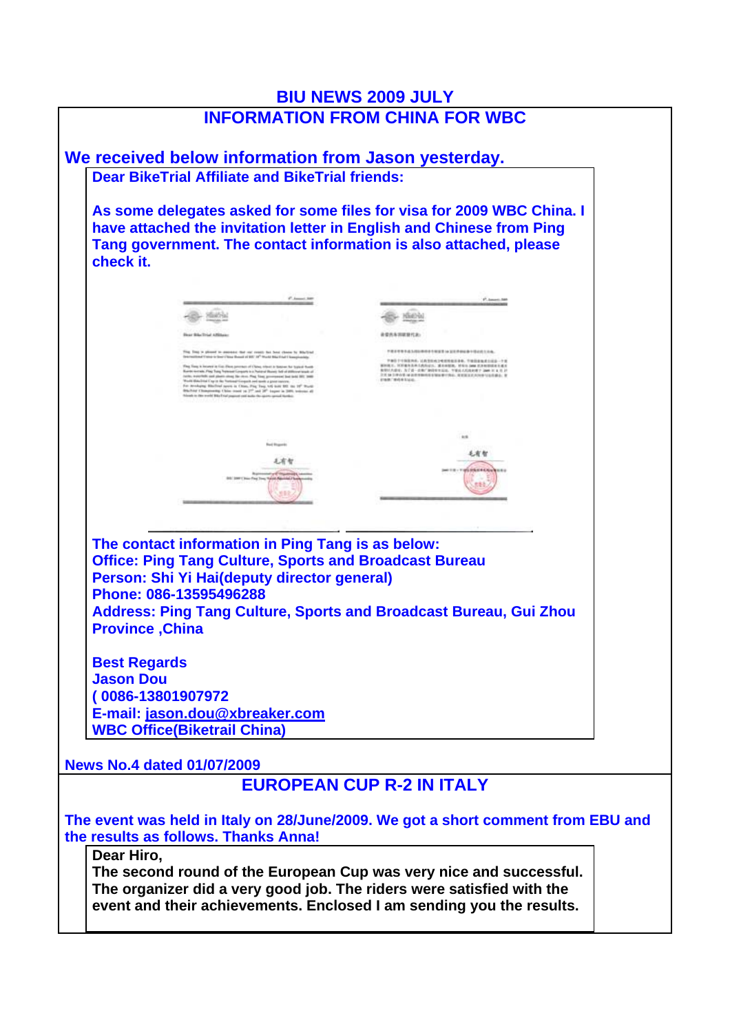# BIU NEWS 2009 JULY

## INFORMATION FROM CHINA FOR WBC

**We received below information from Jason yesterday.**

**Dear BikeTrial Affiliate and BikeTrial friends:**

**As some delegates asked for some files for visa for 2009 WBC China. I have attached the invitation letter in English and Chinese from Ping Tang government. The contact information is also attached, please check it.**

**The contact information in Ping Tang is as below:**
**Office: Ping Tang Culture, Sports and Broadcast Bureau**
**Person: Shi Yi Hai(deputy director general)**
**Phone: 086-13595496288**
**Address: Ping Tang Culture, Sports and Broadcast Bureau, Gui Zhou Province ,China**

**Best Regards**
**Jason Dou**
**( 0086-13801907972**
**E-mail: jason.dou@xbreaker.com**
**WBC Office(Biketrail China)**

**News No.4 dated 01/07/2009**

## EUROPEAN CUP R-2 IN ITALY

**The event was held in Italy on 28/June/2009. We got a short comment from EBU and the results as follows. Thanks Anna!**

**Dear Hiro,**
**The second round of the European Cup was very nice and successful. The organizer did a very good job. The riders were satisfied with the event and their achievements. Enclosed I am sending you the results.**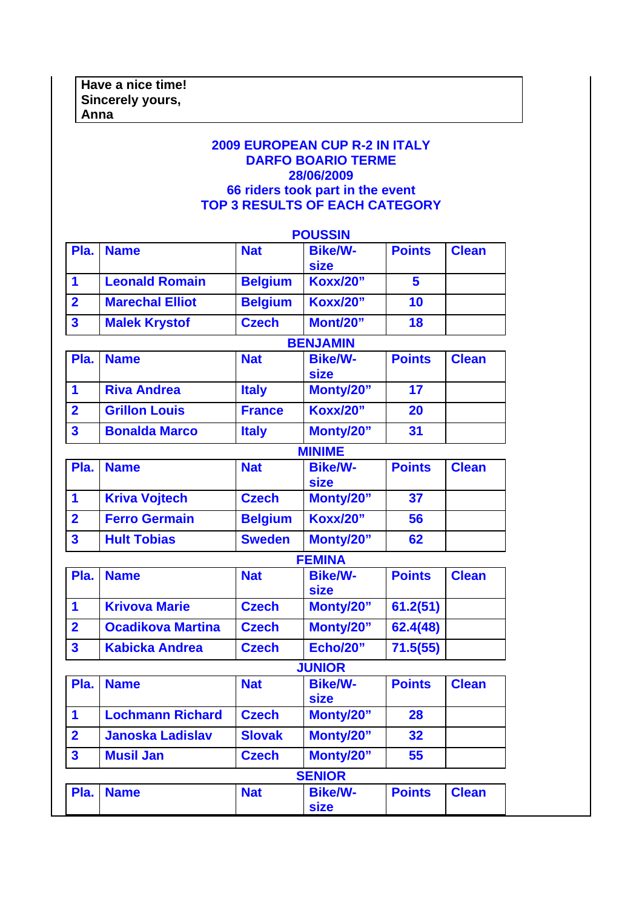Have a nice time!
Sincerely yours,
Anna

**2009 EUROPEAN CUP R-2 IN ITALY**
**DARFO BOARIO TERME**
**28/06/2009**
**66 riders took part in the event**
**TOP 3 RESULTS OF EACH CATEGORY**

**POUSSIN**

| Pla. | Name | Nat | Bike/W-size | Points | Clean |
|---|---|---|---|---|---|
| 1 | Leonald Romain | Belgium | Koxx/20" | 5 | |
| 2 | Marechal Elliot | Belgium | Koxx/20" | 10 | |
| 3 | Malek Krystof | Czech | Mont/20" | 18 | |

**BENJAMIN**

| Pla. | Name | Nat | Bike/W-size | Points | Clean |
|---|---|---|---|---|---|
| 1 | Riva Andrea | Italy | Monty/20" | 17 | |
| 2 | Grillon Louis | France | Koxx/20" | 20 | |
| 3 | Bonalda Marco | Italy | Monty/20" | 31 | |

**MINIME**

| Pla. | Name | Nat | Bike/W-size | Points | Clean |
|---|---|---|---|---|---|
| 1 | Kriva Vojtech | Czech | Monty/20" | 37 | |
| 2 | Ferro Germain | Belgium | Koxx/20" | 56 | |
| 3 | Hult Tobias | Sweden | Monty/20" | 62 | |

**FEMINA**

| Pla. | Name | Nat | Bike/W-size | Points | Clean |
|---|---|---|---|---|---|
| 1 | Krivova Marie | Czech | Monty/20" | 61.2(51) | |
| 2 | Ocadikova Martina | Czech | Monty/20" | 62.4(48) | |
| 3 | Kabicka Andrea | Czech | Echo/20" | 71.5(55) | |

**JUNIOR**

| Pla. | Name | Nat | Bike/W-size | Points | Clean |
|---|---|---|---|---|---|
| 1 | Lochmann Richard | Czech | Monty/20" | 28 | |
| 2 | Janoska Ladislav | Slovak | Monty/20" | 32 | |
| 3 | Musil Jan | Czech | Monty/20" | 55 | |

**SENIOR**

| Pla. | Name | Nat | Bike/W-size | Points | Clean |
|---|---|---|---|---|---|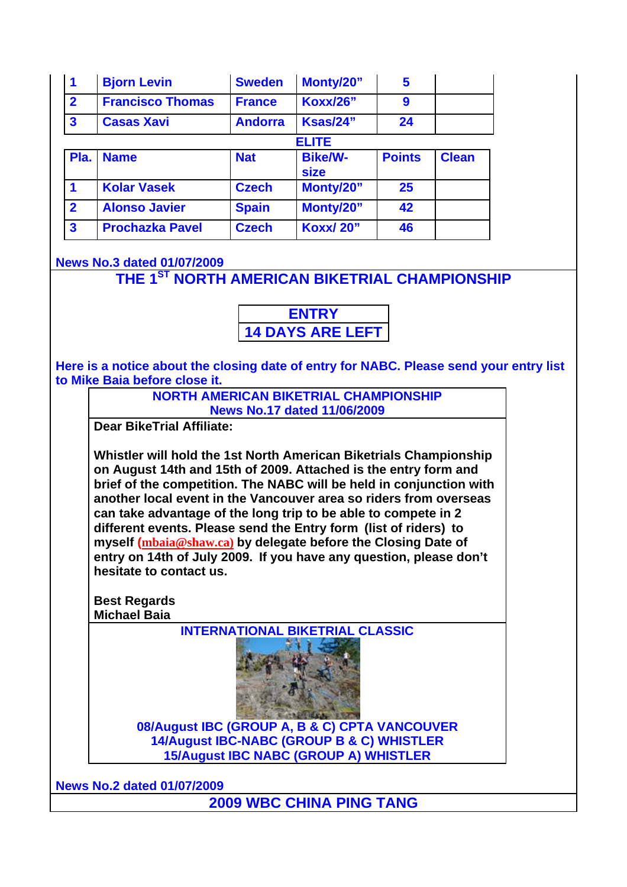| 1 | Bjorn Levin | Sweden | Monty/20" | 5 | |
|---|---|---|---|---|---|
| 2 | Francisco Thomas | France | Koxx/26" | 9 | |
| 3 | Casas Xavi | Andorra | Ksas/24" | 24 | |

**ELITE**

| Pla. | Name | Nat | Bike/W-size | Points | Clean |
|---|---|---|---|---|---|
| 1 | Kolar Vasek | Czech | Monty/20" | 25 | |
| 2 | Alonso Javier | Spain | Monty/20" | 42 | |
| 3 | Prochazka Pavel | Czech | Koxx/ 20" | 46 | |

**News No.3 dated 01/07/2009**

## THE 1ST NORTH AMERICAN BIKETRIAL CHAMPIONSHIP

**ENTRY**
**14 DAYS ARE LEFT**

**Here is a notice about the closing date of entry for NABC. Please send your entry list to Mike Baia before close it.**

**NORTH AMERICAN BIKETRIAL CHAMPIONSHIP**
**News No.17 dated 11/06/2009**

**Dear BikeTrial Affiliate:**

**Whistler will hold the 1st North American Biketrials Championship on August 14th and 15th of 2009. Attached is the entry form and brief of the competition. The NABC will be held in conjunction with another local event in the Vancouver area so riders from overseas can take advantage of the long trip to be able to compete in 2 different events. Please send the Entry form (list of riders) to myself (mbaia@shaw.ca) by delegate before the Closing Date of entry on 14th of July 2009. If you have any question, please don't hesitate to contact us.**

**Best Regards**
**Michael Baia**

**INTERNATIONAL BIKETRIAL CLASSIC**

**08/August IBC (GROUP A, B & C) CPTA VANCOUVER**
**14/August IBC-NABC (GROUP B & C) WHISTLER**
**15/August IBC NABC (GROUP A) WHISTLER**

**News No.2 dated 01/07/2009**

## 2009 WBC CHINA PING TANG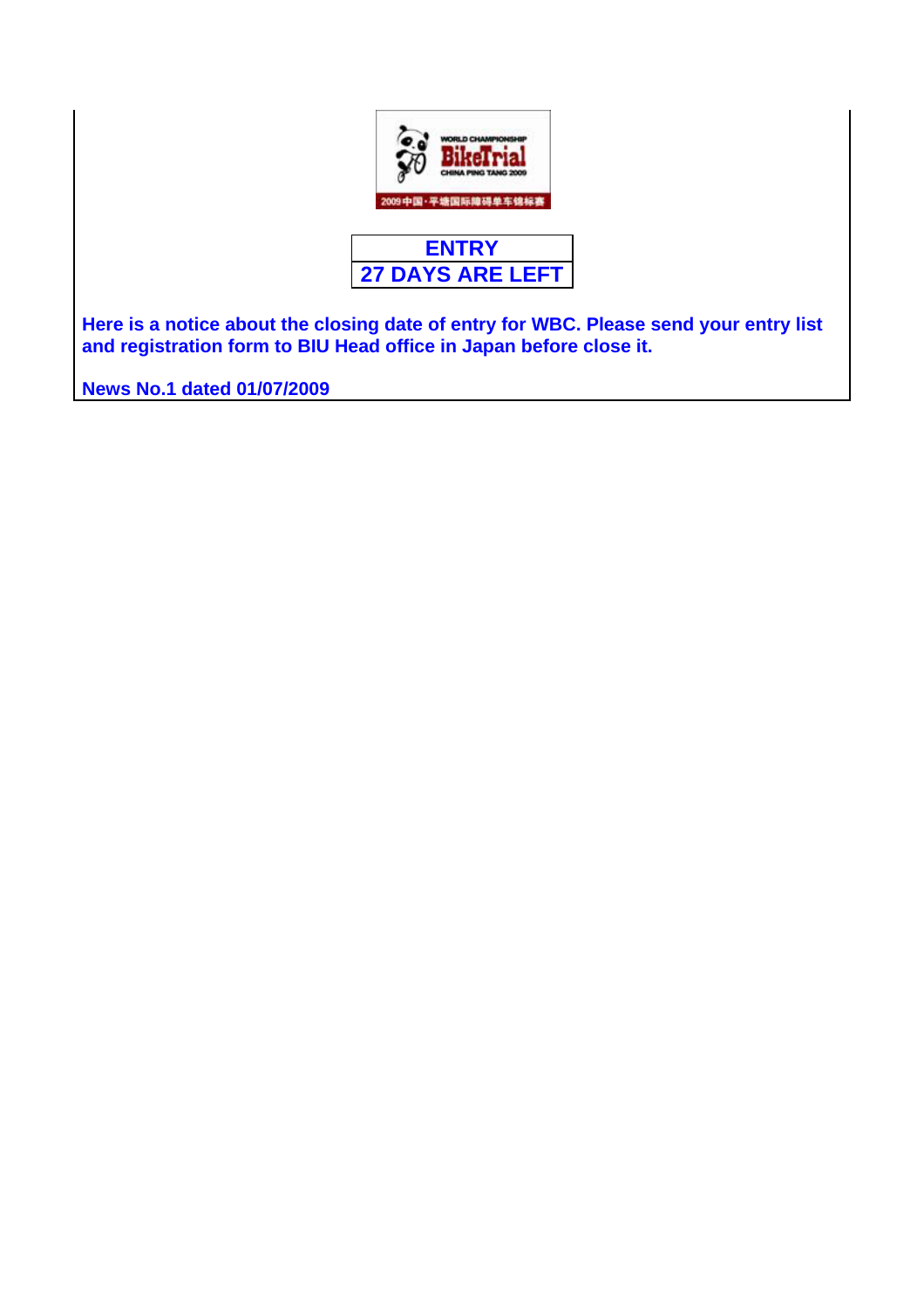| |
|---|
| **ENTRY** |
| **27 DAYS ARE LEFT** |

**Here is a notice about the closing date of entry for WBC. Please send your entry list and registration form to BIU Head office in Japan before close it.**

**News No.1 dated 01/07/2009**